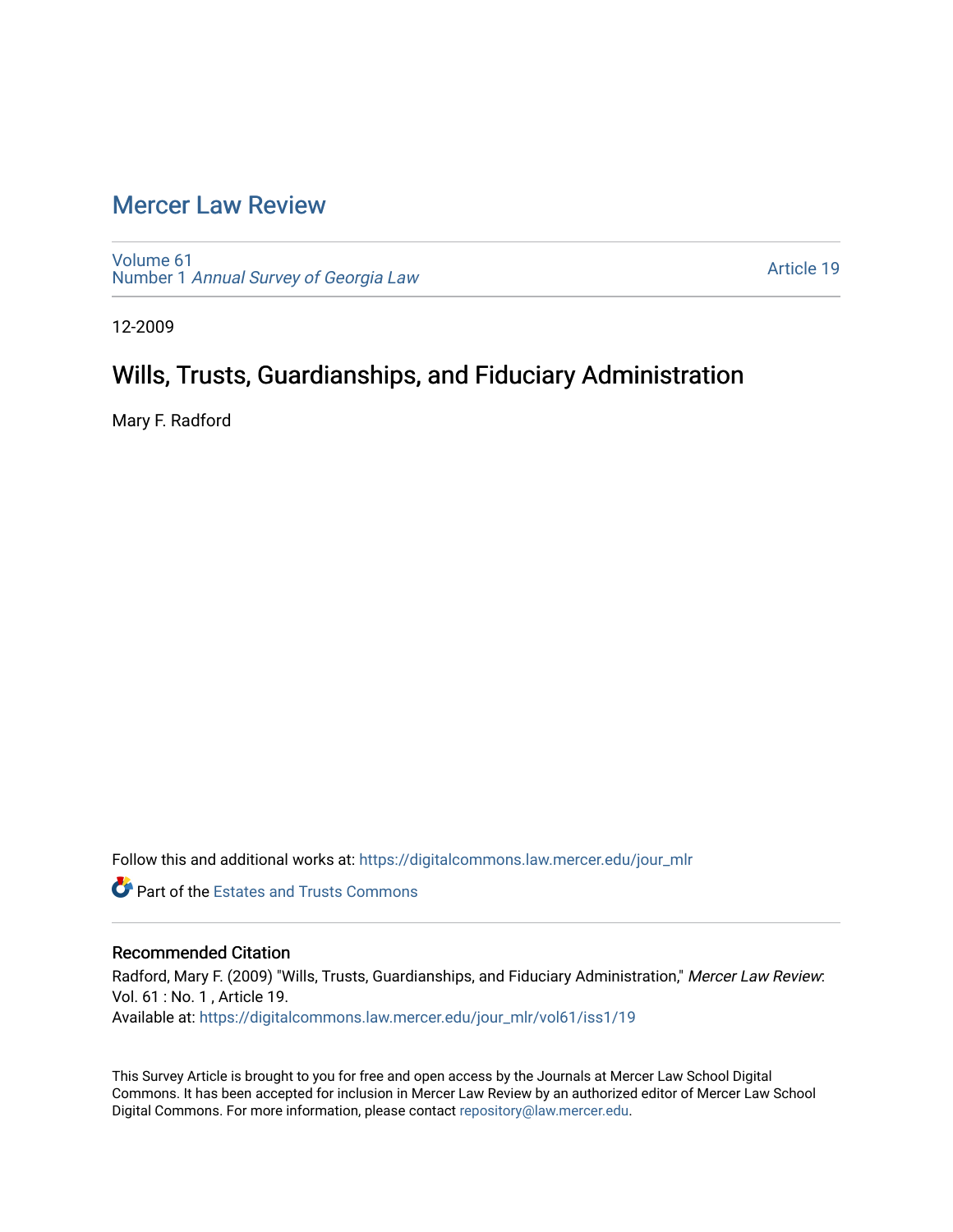# Mercer Law Review

Volume 61
Number 1 *Annual Survey of Georgia Law*

Article 19

12-2009

## Wills, Trusts, Guardianships, and Fiduciary Administration

Mary F. Radford

Follow this and additional works at: https://digitalcommons.law.mercer.edu/jour_mlr

Part of the Estates and Trusts Commons

### Recommended Citation

Radford, Mary F. (2009) "Wills, Trusts, Guardianships, and Fiduciary Administration," *Mercer Law Review*: Vol. 61 : No. 1 , Article 19.
Available at: https://digitalcommons.law.mercer.edu/jour_mlr/vol61/iss1/19

This Survey Article is brought to you for free and open access by the Journals at Mercer Law School Digital Commons. It has been accepted for inclusion in Mercer Law Review by an authorized editor of Mercer Law School Digital Commons. For more information, please contact repository@law.mercer.edu.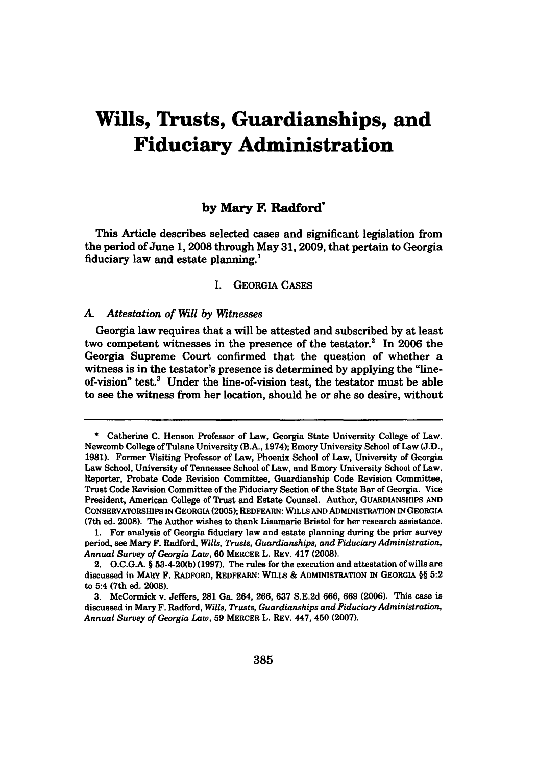# Wills, Trusts, Guardianships, and Fiduciary Administration

**by Mary F. Radford***

This Article describes selected cases and significant legislation from the period of June 1, 2008 through May 31, 2009, that pertain to Georgia fiduciary law and estate planning.[1]

## I. GEORGIA CASES

### A. *Attestation of Will by Witnesses*

Georgia law requires that a will be attested and subscribed by at least two competent witnesses in the presence of the testator.[2] In 2006 the Georgia Supreme Court confirmed that the question of whether a witness is in the testator's presence is determined by applying the "line-of-vision" test.[3] Under the line-of-vision test, the testator must be able to see the witness from her location, should he or she so desire, without

---

\* Catherine C. Henson Professor of Law, Georgia State University College of Law. Newcomb College of Tulane University (B.A., 1974); Emory University School of Law (J.D., 1981). Former Visiting Professor of Law, Phoenix School of Law, University of Georgia Law School, University of Tennessee School of Law, and Emory University School of Law. Reporter, Probate Code Revision Committee, Guardianship Code Revision Committee, Trust Code Revision Committee of the Fiduciary Section of the State Bar of Georgia. Vice President, American College of Trust and Estate Counsel. Author, GUARDIANSHIPS AND CONSERVATORSHIPS IN GEORGIA (2005); REDFEARN: WILLS AND ADMINISTRATION IN GEORGIA (7th ed. 2008). The Author wishes to thank Lisamarie Bristol for her research assistance.

1. For analysis of Georgia fiduciary law and estate planning during the prior survey period, see Mary F. Radford, *Wills, Trusts, Guardianships, and Fiduciary Administration, Annual Survey of Georgia Law*, 60 MERCER L. REV. 417 (2008).

2. O.C.G.A. § 53-4-20(b) (1997). The rules for the execution and attestation of wills are discussed in MARY F. RADFORD, REDFEARN: WILLS & ADMINISTRATION IN GEORGIA §§ 5:2 to 5:4 (7th ed. 2008).

3. McCormick v. Jeffers, 281 Ga. 264, 266, 637 S.E.2d 666, 669 (2006). This case is discussed in Mary F. Radford, *Wills, Trusts, Guardianships and Fiduciary Administration, Annual Survey of Georgia Law*, 59 MERCER L. REV. 447, 450 (2007).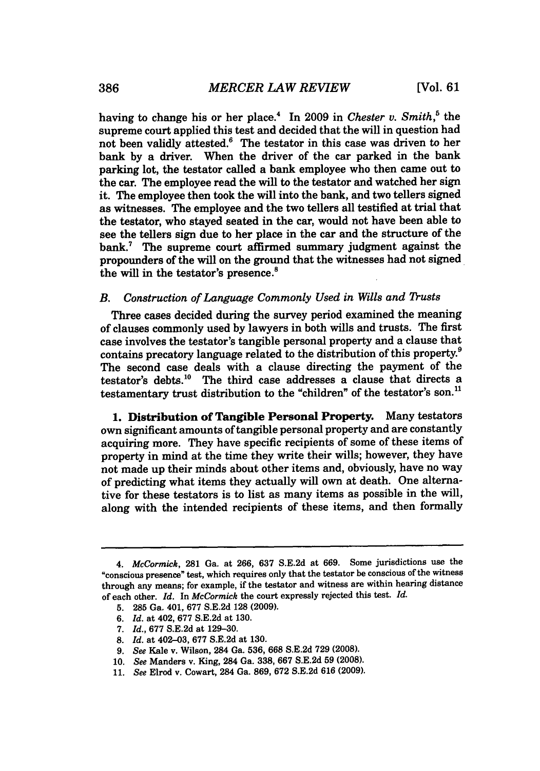having to change his or her place.[4] In 2009 in *Chester v. Smith*,[5] the supreme court applied this test and decided that the will in question had not been validly attested.[6] The testator in this case was driven to her bank by a driver. When the driver of the car parked in the bank parking lot, the testator called a bank employee who then came out to the car. The employee read the will to the testator and watched her sign it. The employee then took the will into the bank, and two tellers signed as witnesses. The employee and the two tellers all testified at trial that the testator, who stayed seated in the car, would not have been able to see the tellers sign due to her place in the car and the structure of the bank.[7] The supreme court affirmed summary judgment against the propounders of the will on the ground that the witnesses had not signed the will in the testator's presence.[8]

### *B. Construction of Language Commonly Used in Wills and Trusts*

Three cases decided during the survey period examined the meaning of clauses commonly used by lawyers in both wills and trusts. The first case involves the testator's tangible personal property and a clause that contains precatory language related to the distribution of this property.[9] The second case deals with a clause directing the payment of the testator's debts.[10] The third case addresses a clause that directs a testamentary trust distribution to the "children" of the testator's son.[11]

**1. Distribution of Tangible Personal Property.** Many testators own significant amounts of tangible personal property and are constantly acquiring more. They have specific recipients of some of these items of property in mind at the time they write their wills; however, they have not made up their minds about other items and, obviously, have no way of predicting what items they actually will own at death. One alternative for these testators is to list as many items as possible in the will, along with the intended recipients of these items, and then formally

---

4. *McCormick*, 281 Ga. at 266, 637 S.E.2d at 669. Some jurisdictions use the "conscious presence" test, which requires only that the testator be conscious of the witness through any means; for example, if the testator and witness are within hearing distance of each other. *Id.* In *McCormick* the court expressly rejected this test. *Id.*

5. 285 Ga. 401, 677 S.E.2d 128 (2009).

6. *Id.* at 402, 677 S.E.2d at 130.

7. *Id.*, 677 S.E.2d at 129–30.

8. *Id.* at 402–03, 677 S.E.2d at 130.

9. *See* Kale v. Wilson, 284 Ga. 536, 668 S.E.2d 729 (2008).

10. *See* Manders v. King, 284 Ga. 338, 667 S.E.2d 59 (2008).

11. *See* Elrod v. Cowart, 284 Ga. 869, 672 S.E.2d 616 (2009).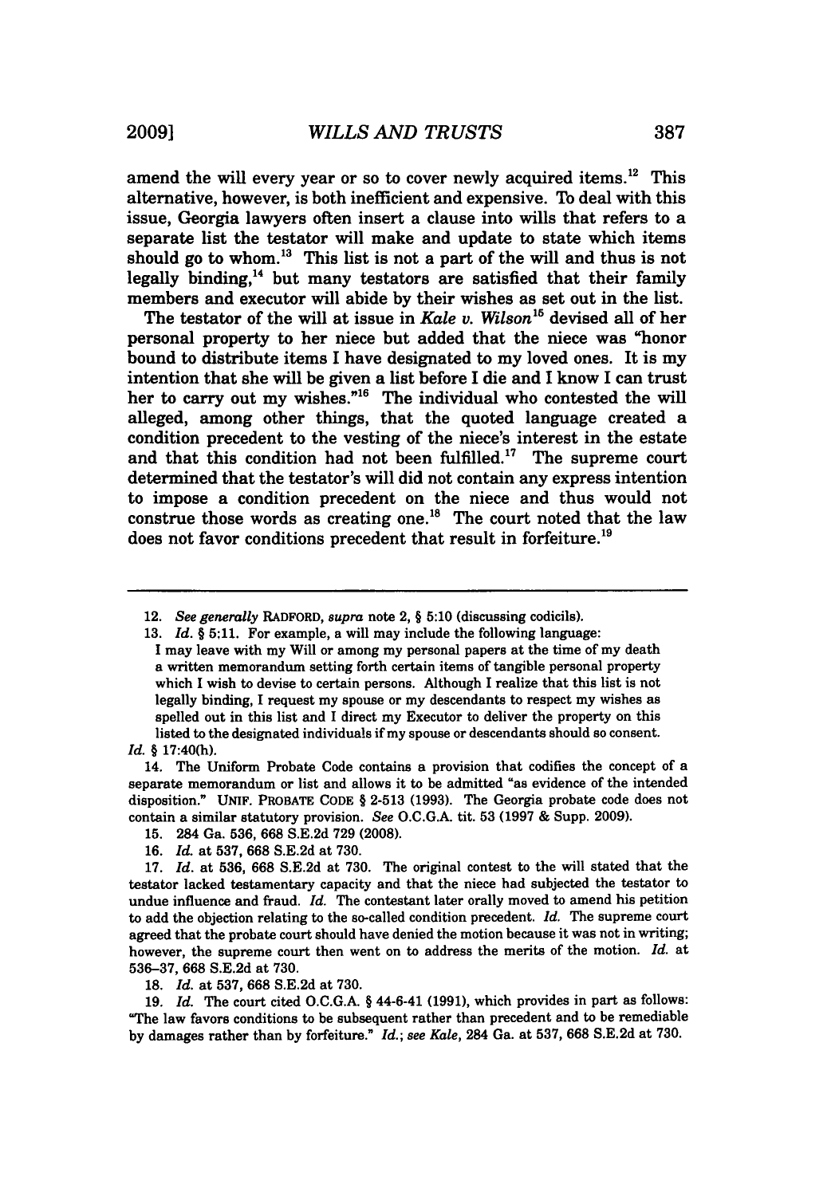amend the will every year or so to cover newly acquired items.[12] This alternative, however, is both inefficient and expensive. To deal with this issue, Georgia lawyers often insert a clause into wills that refers to a separate list the testator will make and update to state which items should go to whom.[13] This list is not a part of the will and thus is not legally binding,[14] but many testators are satisfied that their family members and executor will abide by their wishes as set out in the list.

The testator of the will at issue in *Kale v. Wilson*[15] devised all of her personal property to her niece but added that the niece was "honor bound to distribute items I have designated to my loved ones. It is my intention that she will be given a list before I die and I know I can trust her to carry out my wishes."[16] The individual who contested the will alleged, among other things, that the quoted language created a condition precedent to the vesting of the niece's interest in the estate and that this condition had not been fulfilled.[17] The supreme court determined that the testator's will did not contain any express intention to impose a condition precedent on the niece and thus would not construe those words as creating one.[18] The court noted that the law does not favor conditions precedent that result in forfeiture.[19]

---

12. *See generally* RADFORD, *supra* note 2, § 5:10 (discussing codicils).

13. *Id.* § 5:11. For example, a will may include the following language:

> I may leave with my Will or among my personal papers at the time of my death a written memorandum setting forth certain items of tangible personal property which I wish to devise to certain persons. Although I realize that this list is not legally binding, I request my spouse or my descendants to respect my wishes as spelled out in this list and I direct my Executor to deliver the property on this listed to the designated individuals if my spouse or descendants should so consent.

*Id.* § 17:40(h).

14. The Uniform Probate Code contains a provision that codifies the concept of a separate memorandum or list and allows it to be admitted "as evidence of the intended disposition." UNIF. PROBATE CODE § 2-513 (1993). The Georgia probate code does not contain a similar statutory provision. *See* O.C.G.A. tit. 53 (1997 & Supp. 2009).

15. 284 Ga. 536, 668 S.E.2d 729 (2008).

16. *Id.* at 537, 668 S.E.2d at 730.

17. *Id.* at 536, 668 S.E.2d at 730. The original contest to the will stated that the testator lacked testamentary capacity and that the niece had subjected the testator to undue influence and fraud. *Id.* The contestant later orally moved to amend his petition to add the objection relating to the so-called condition precedent. *Id.* The supreme court agreed that the probate court should have denied the motion because it was not in writing; however, the supreme court then went on to address the merits of the motion. *Id.* at 536–37, 668 S.E.2d at 730.

18. *Id.* at 537, 668 S.E.2d at 730.

19. *Id.* The court cited O.C.G.A. § 44-6-41 (1991), which provides in part as follows: "The law favors conditions to be subsequent rather than precedent and to be remediable by damages rather than by forfeiture." *Id.*; *see Kale*, 284 Ga. at 537, 668 S.E.2d at 730.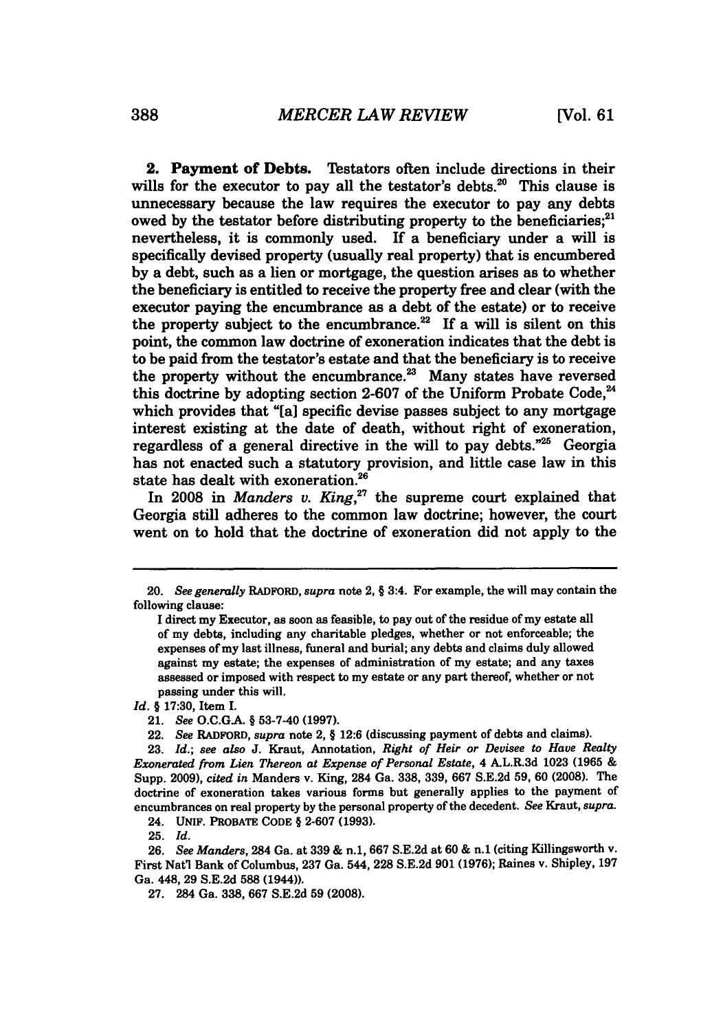**2. Payment of Debts.** Testators often include directions in their wills for the executor to pay all the testator's debts.[20] This clause is unnecessary because the law requires the executor to pay any debts owed by the testator before distributing property to the beneficiaries;[21] nevertheless, it is commonly used. If a beneficiary under a will is specifically devised property (usually real property) that is encumbered by a debt, such as a lien or mortgage, the question arises as to whether the beneficiary is entitled to receive the property free and clear (with the executor paying the encumbrance as a debt of the estate) or to receive the property subject to the encumbrance.[22] If a will is silent on this point, the common law doctrine of exoneration indicates that the debt is to be paid from the testator's estate and that the beneficiary is to receive the property without the encumbrance.[23] Many states have reversed this doctrine by adopting section 2-607 of the Uniform Probate Code,[24] which provides that "[a] specific devise passes subject to any mortgage interest existing at the date of death, without right of exoneration, regardless of a general directive in the will to pay debts."[25] Georgia has not enacted such a statutory provision, and little case law in this state has dealt with exoneration.[26]

In 2008 in *Manders v. King*,[27] the supreme court explained that Georgia still adheres to the common law doctrine; however, the court went on to hold that the doctrine of exoneration did not apply to the

---

20. *See generally* RADFORD, *supra* note 2, § 3:4. For example, the will may contain the following clause:

> I direct my Executor, as soon as feasible, to pay out of the residue of my estate all of my debts, including any charitable pledges, whether or not enforceable; the expenses of my last illness, funeral and burial; any debts and claims duly allowed against my estate; the expenses of administration of my estate; and any taxes assessed or imposed with respect to my estate or any part thereof, whether or not passing under this will.

*Id.* § 17:30, Item I.

21. *See* O.C.G.A. § 53-7-40 (1997).

22. *See* RADFORD, *supra* note 2, § 12:6 (discussing payment of debts and claims).

23. *Id.*; *see also* J. Kraut, Annotation, *Right of Heir or Devisee to Have Realty Exonerated from Lien Thereon at Expense of Personal Estate*, 4 A.L.R.3d 1023 (1965 & Supp. 2009), *cited in* Manders v. King, 284 Ga. 338, 339, 667 S.E.2d 59, 60 (2008). The doctrine of exoneration takes various forms but generally applies to the payment of encumbrances on real property by the personal property of the decedent. *See* Kraut, *supra*.

24. UNIF. PROBATE CODE § 2-607 (1993).

25. *Id.*

26. *See Manders*, 284 Ga. at 339 & n.1, 667 S.E.2d at 60 & n.1 (citing Killingsworth v. First Nat'l Bank of Columbus, 237 Ga. 544, 228 S.E.2d 901 (1976); Raines v. Shipley, 197 Ga. 448, 29 S.E.2d 588 (1944)).

27. 284 Ga. 338, 667 S.E.2d 59 (2008).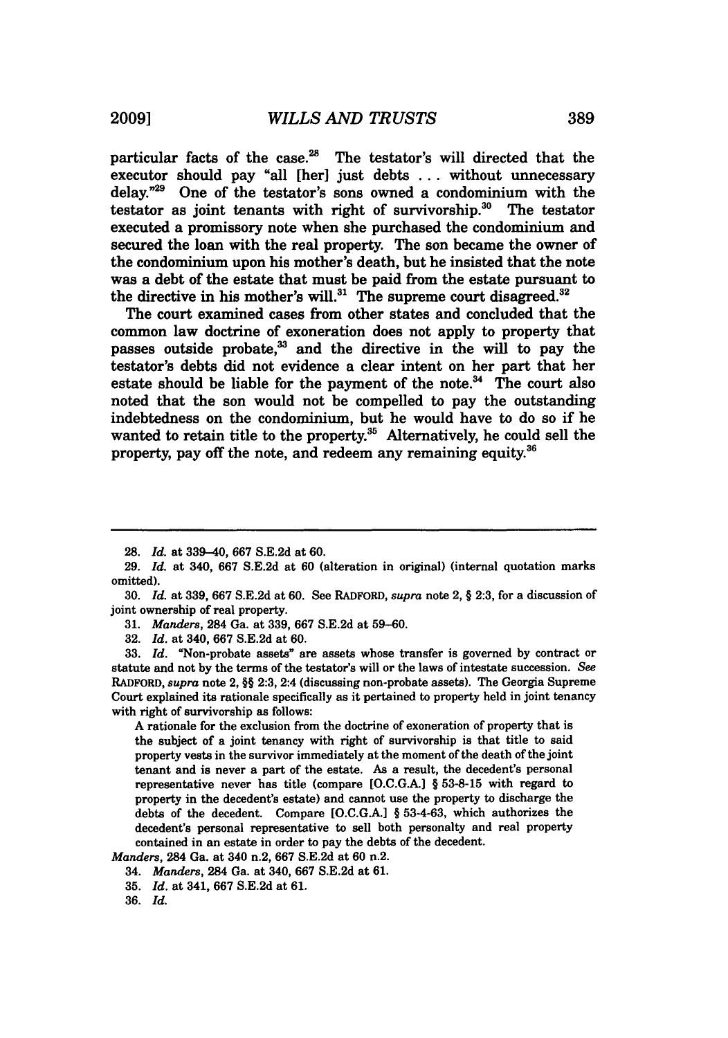particular facts of the case.[28] The testator's will directed that the executor should pay "all [her] just debts . . . without unnecessary delay."[29] One of the testator's sons owned a condominium with the testator as joint tenants with right of survivorship.[30] The testator executed a promissory note when she purchased the condominium and secured the loan with the real property. The son became the owner of the condominium upon his mother's death, but he insisted that the note was a debt of the estate that must be paid from the estate pursuant to the directive in his mother's will.[31] The supreme court disagreed.[32]

The court examined cases from other states and concluded that the common law doctrine of exoneration does not apply to property that passes outside probate,[33] and the directive in the will to pay the testator's debts did not evidence a clear intent on her part that her estate should be liable for the payment of the note.[34] The court also noted that the son would not be compelled to pay the outstanding indebtedness on the condominium, but he would have to do so if he wanted to retain title to the property.[35] Alternatively, he could sell the property, pay off the note, and redeem any remaining equity.[36]

---

28. *Id.* at 339–40, 667 S.E.2d at 60.

29. *Id.* at 340, 667 S.E.2d at 60 (alteration in original) (internal quotation marks omitted).

30. *Id.* at 339, 667 S.E.2d at 60. See RADFORD, *supra* note 2, § 2:3, for a discussion of joint ownership of real property.

31. *Manders*, 284 Ga. at 339, 667 S.E.2d at 59–60.

32. *Id.* at 340, 667 S.E.2d at 60.

33. *Id.* "Non-probate assets" are assets whose transfer is governed by contract or statute and not by the terms of the testator's will or the laws of intestate succession. *See* RADFORD, *supra* note 2, §§ 2:3, 2:4 (discussing non-probate assets). The Georgia Supreme Court explained its rationale specifically as it pertained to property held in joint tenancy with right of survivorship as follows:

> A rationale for the exclusion from the doctrine of exoneration of property that is the subject of a joint tenancy with right of survivorship is that title to said property vests in the survivor immediately at the moment of the death of the joint tenant and is never a part of the estate. As a result, the decedent's personal representative never has title (compare [O.C.G.A.] § 53-8-15 with regard to property in the decedent's estate) and cannot use the property to discharge the debts of the decedent. Compare [O.C.G.A.] § 53-4-63, which authorizes the decedent's personal representative to sell both personalty and real property contained in an estate in order to pay the debts of the decedent.

*Manders*, 284 Ga. at 340 n.2, 667 S.E.2d at 60 n.2.

34. *Manders*, 284 Ga. at 340, 667 S.E.2d at 61.

35. *Id.* at 341, 667 S.E.2d at 61.

36. *Id.*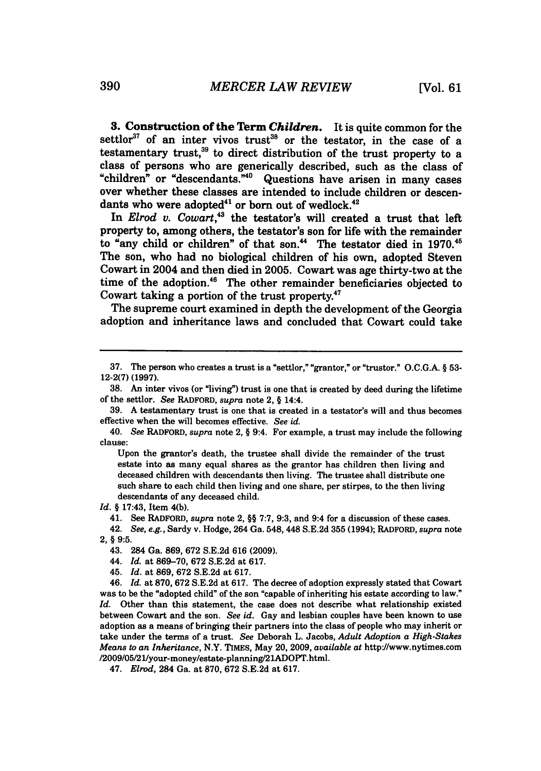**3. Construction of the Term *Children*.** It is quite common for the settlor[37] of an inter vivos trust[38] or the testator, in the case of a testamentary trust,[39] to direct distribution of the trust property to a class of persons who are generically described, such as the class of "children" or "descendants."[40] Questions have arisen in many cases over whether these classes are intended to include children or descendants who were adopted[41] or born out of wedlock.[42]

In *Elrod v. Cowart*,[43] the testator's will created a trust that left property to, among others, the testator's son for life with the remainder to "any child or children" of that son.[44] The testator died in 1970.[45] The son, who had no biological children of his own, adopted Steven Cowart in 2004 and then died in 2005. Cowart was age thirty-two at the time of the adoption.[46] The other remainder beneficiaries objected to Cowart taking a portion of the trust property.[47]

The supreme court examined in depth the development of the Georgia adoption and inheritance laws and concluded that Cowart could take

---

37. The person who creates a trust is a "settlor," "grantor," or "trustor." O.C.G.A. § 53-12-2(7) (1997).

38. An inter vivos (or "living") trust is one that is created by deed during the lifetime of the settlor. *See* RADFORD, *supra* note 2, § 14:4.

39. A testamentary trust is one that is created in a testator's will and thus becomes effective when the will becomes effective. *See id.*

40. *See* RADFORD, *supra* note 2, § 9:4. For example, a trust may include the following clause:

> Upon the grantor's death, the trustee shall divide the remainder of the trust estate into as many equal shares as the grantor has children then living and deceased children with descendants then living. The trustee shall distribute one such share to each child then living and one share, per stirpes, to the then living descendants of any deceased child.

*Id.* § 17:43, Item 4(b).

41. See RADFORD, *supra* note 2, §§ 7:7, 9:3, and 9:4 for a discussion of these cases.

42. *See, e.g.*, Sardy v. Hodge, 264 Ga. 548, 448 S.E.2d 355 (1994); RADFORD, *supra* note 2, § 9:5.

43. 284 Ga. 869, 672 S.E.2d 616 (2009).

44. *Id.* at 869–70, 672 S.E.2d at 617.

45. *Id.* at 869, 672 S.E.2d at 617.

46. *Id.* at 870, 672 S.E.2d at 617. The decree of adoption expressly stated that Cowart was to be the "adopted child" of the son "capable of inheriting his estate according to law." *Id.* Other than this statement, the case does not describe what relationship existed between Cowart and the son. *See id.* Gay and lesbian couples have been known to use adoption as a means of bringing their partners into the class of people who may inherit or take under the terms of a trust. *See* Deborah L. Jacobs, *Adult Adoption a High-Stakes Means to an Inheritance*, N.Y. TIMES, May 20, 2009, *available at* http://www.nytimes.com/2009/05/21/your-money/estate-planning/21ADOPT.html.

47. *Elrod*, 284 Ga. at 870, 672 S.E.2d at 617.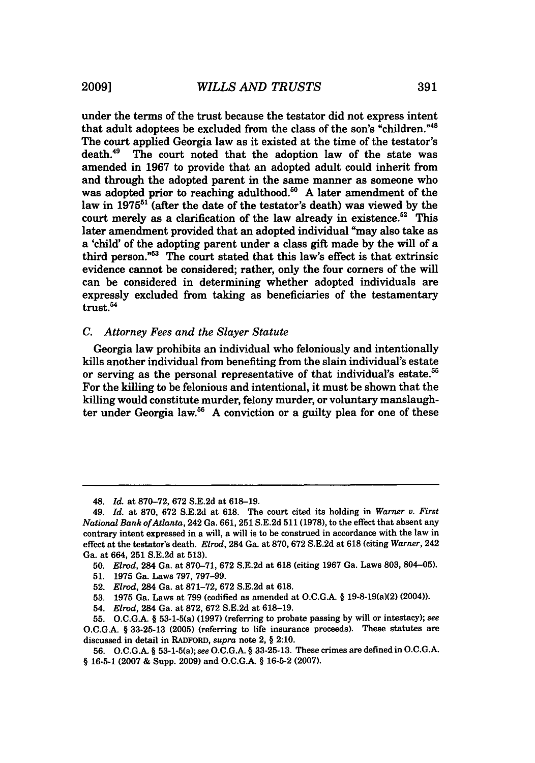under the terms of the trust because the testator did not express intent that adult adoptees be excluded from the class of the son's "children."[48] The court applied Georgia law as it existed at the time of the testator's death.[49] The court noted that the adoption law of the state was amended in 1967 to provide that an adopted adult could inherit from and through the adopted parent in the same manner as someone who was adopted prior to reaching adulthood.[50] A later amendment of the law in 1975[51] (after the date of the testator's death) was viewed by the court merely as a clarification of the law already in existence.[52] This later amendment provided that an adopted individual "may also take as a 'child' of the adopting parent under a class gift made by the will of a third person."[53] The court stated that this law's effect is that extrinsic evidence cannot be considered; rather, only the four corners of the will can be considered in determining whether adopted individuals are expressly excluded from taking as beneficiaries of the testamentary trust.[54]

### C. *Attorney Fees and the Slayer Statute*

Georgia law prohibits an individual who feloniously and intentionally kills another individual from benefiting from the slain individual's estate or serving as the personal representative of that individual's estate.[55] For the killing to be felonious and intentional, it must be shown that the killing would constitute murder, felony murder, or voluntary manslaughter under Georgia law.[56] A conviction or a guilty plea for one of these

---

48. *Id.* at 870–72, 672 S.E.2d at 618–19.

49. *Id.* at 870, 672 S.E.2d at 618. The court cited its holding in *Warner v. First National Bank of Atlanta*, 242 Ga. 661, 251 S.E.2d 511 (1978), to the effect that absent any contrary intent expressed in a will, a will is to be construed in accordance with the law in effect at the testator's death. *Elrod*, 284 Ga. at 870, 672 S.E.2d at 618 (citing *Warner*, 242 Ga. at 664, 251 S.E.2d at 513).

50. *Elrod*, 284 Ga. at 870–71, 672 S.E.2d at 618 (citing 1967 Ga. Laws 803, 804–05).

51. 1975 Ga. Laws 797, 797–99.

52. *Elrod*, 284 Ga. at 871–72, 672 S.E.2d at 618.

53. 1975 Ga. Laws at 799 (codified as amended at O.C.G.A. § 19-8-19(a)(2) (2004)).

54. *Elrod*, 284 Ga. at 872, 672 S.E.2d at 618–19.

55. O.C.G.A. § 53-1-5(a) (1997) (referring to probate passing by will or intestacy); *see* O.C.G.A. § 33-25-13 (2005) (referring to life insurance proceeds). These statutes are discussed in detail in RADFORD, *supra* note 2, § 2:10.

56. O.C.G.A. § 53-1-5(a); *see* O.C.G.A. § 33-25-13. These crimes are defined in O.C.G.A. § 16-5-1 (2007 & Supp. 2009) and O.C.G.A. § 16-5-2 (2007).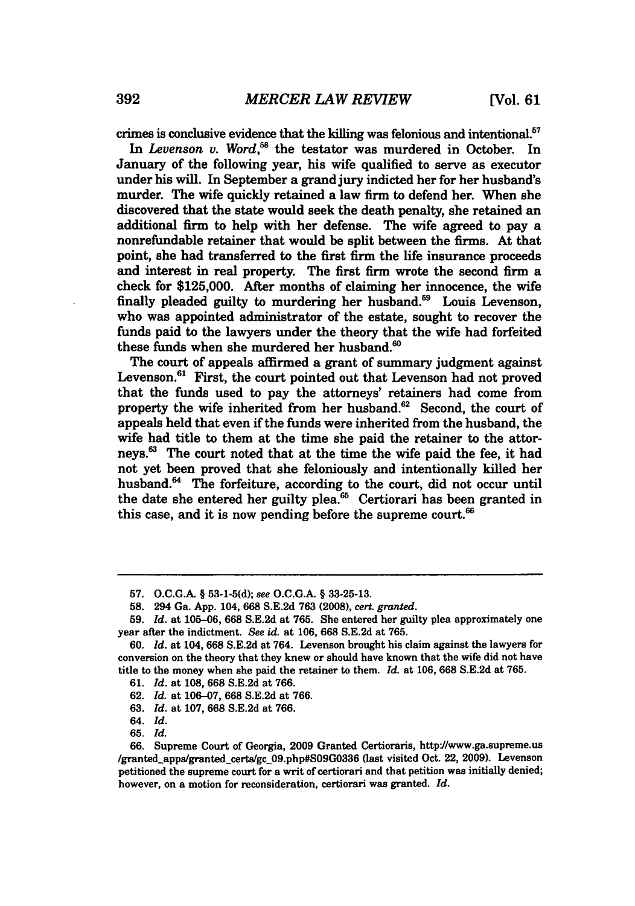crimes is conclusive evidence that the killing was felonious and intentional.[57]

In *Levenson v. Word*,[58] the testator was murdered in October. In January of the following year, his wife qualified to serve as executor under his will. In September a grand jury indicted her for her husband's murder. The wife quickly retained a law firm to defend her. When she discovered that the state would seek the death penalty, she retained an additional firm to help with her defense. The wife agreed to pay a nonrefundable retainer that would be split between the firms. At that point, she had transferred to the first firm the life insurance proceeds and interest in real property. The first firm wrote the second firm a check for $125,000. After months of claiming her innocence, the wife finally pleaded guilty to murdering her husband.[59] Louis Levenson, who was appointed administrator of the estate, sought to recover the funds paid to the lawyers under the theory that the wife had forfeited these funds when she murdered her husband.[60]

The court of appeals affirmed a grant of summary judgment against Levenson.[61] First, the court pointed out that Levenson had not proved that the funds used to pay the attorneys' retainers had come from property the wife inherited from her husband.[62] Second, the court of appeals held that even if the funds were inherited from the husband, the wife had title to them at the time she paid the retainer to the attorneys.[63] The court noted that at the time the wife paid the fee, it had not yet been proved that she feloniously and intentionally killed her husband.[64] The forfeiture, according to the court, did not occur until the date she entered her guilty plea.[65] Certiorari has been granted in this case, and it is now pending before the supreme court.[66]

---

57. O.C.G.A. § 53-1-5(d); *see* O.C.G.A. § 33-25-13.

58. 294 Ga. App. 104, 668 S.E.2d 763 (2008), *cert. granted*.

59. *Id.* at 105–06, 668 S.E.2d at 765. She entered her guilty plea approximately one year after the indictment. *See id.* at 106, 668 S.E.2d at 765.

60. *Id.* at 104, 668 S.E.2d at 764. Levenson brought his claim against the lawyers for conversion on the theory that they knew or should have known that the wife did not have title to the money when she paid the retainer to them. *Id.* at 106, 668 S.E.2d at 765.

61. *Id.* at 108, 668 S.E.2d at 766.

62. *Id.* at 106–07, 668 S.E.2d at 766.

63. *Id.* at 107, 668 S.E.2d at 766.

64. *Id.*

65. *Id.*

66. Supreme Court of Georgia, 2009 Granted Certioraris, http://www.ga.supreme.us/granted_apps/granted_certs/gc_09.php#S09G0336 (last visited Oct. 22, 2009). Levenson petitioned the supreme court for a writ of certiorari and that petition was initially denied; however, on a motion for reconsideration, certiorari was granted. *Id.*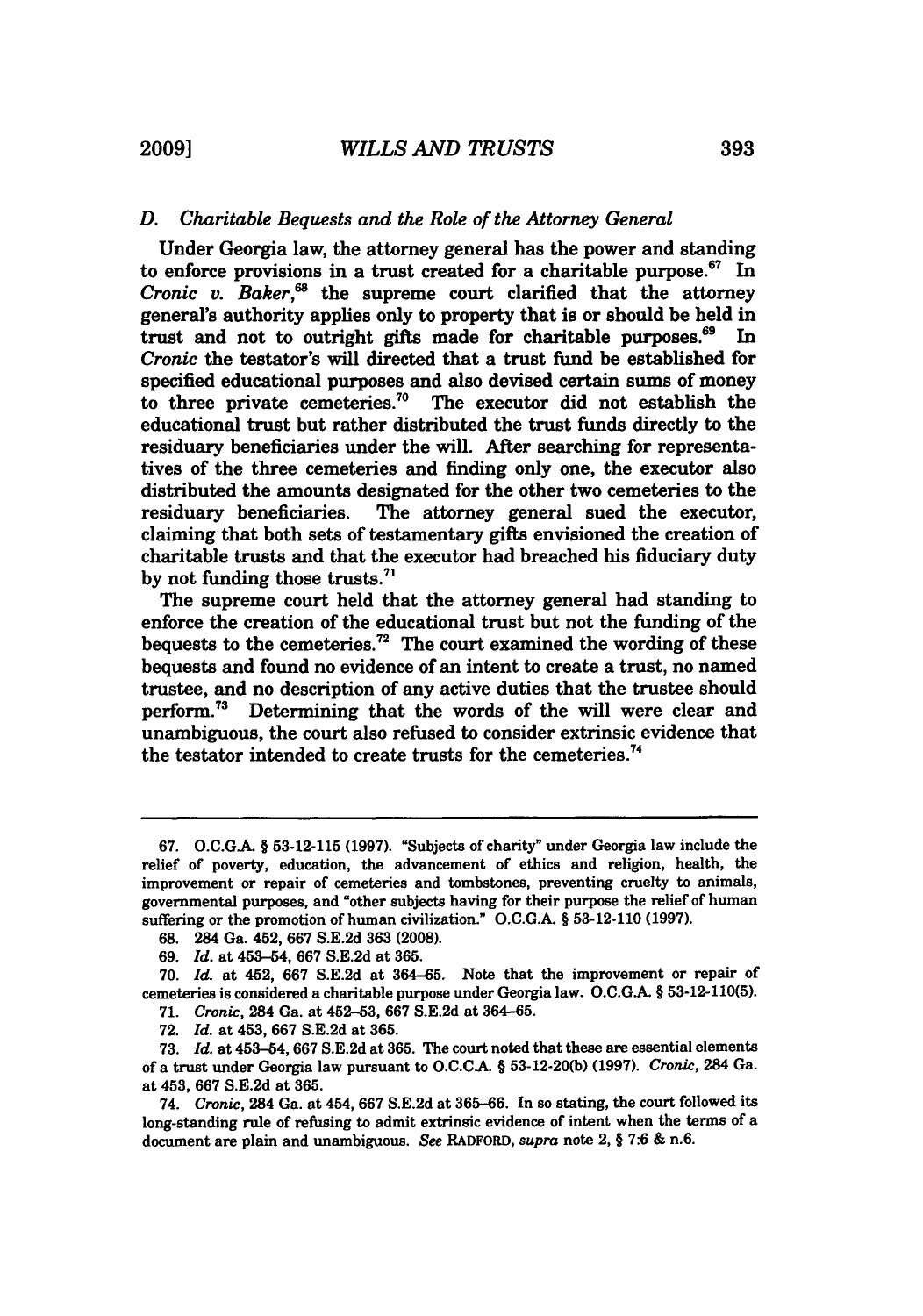### D. *Charitable Bequests and the Role of the Attorney General*

Under Georgia law, the attorney general has the power and standing to enforce provisions in a trust created for a charitable purpose.[67] In *Cronic v. Baker*,[68] the supreme court clarified that the attorney general's authority applies only to property that is or should be held in trust and not to outright gifts made for charitable purposes.[69] In *Cronic* the testator's will directed that a trust fund be established for specified educational purposes and also devised certain sums of money to three private cemeteries.[70] The executor did not establish the educational trust but rather distributed the trust funds directly to the residuary beneficiaries under the will. After searching for representatives of the three cemeteries and finding only one, the executor also distributed the amounts designated for the other two cemeteries to the residuary beneficiaries. The attorney general sued the executor, claiming that both sets of testamentary gifts envisioned the creation of charitable trusts and that the executor had breached his fiduciary duty by not funding those trusts.[71]

The supreme court held that the attorney general had standing to enforce the creation of the educational trust but not the funding of the bequests to the cemeteries.[72] The court examined the wording of these bequests and found no evidence of an intent to create a trust, no named trustee, and no description of any active duties that the trustee should perform.[73] Determining that the words of the will were clear and unambiguous, the court also refused to consider extrinsic evidence that the testator intended to create trusts for the cemeteries.[74]

---

67. O.C.G.A. § 53-12-115 (1997). "Subjects of charity" under Georgia law include the relief of poverty, education, the advancement of ethics and religion, health, the improvement or repair of cemeteries and tombstones, preventing cruelty to animals, governmental purposes, and "other subjects having for their purpose the relief of human suffering or the promotion of human civilization." O.C.G.A. § 53-12-110 (1997).

68. 284 Ga. 452, 667 S.E.2d 363 (2008).

69. *Id.* at 453–54, 667 S.E.2d at 365.

70. *Id.* at 452, 667 S.E.2d at 364–65. Note that the improvement or repair of cemeteries is considered a charitable purpose under Georgia law. O.C.G.A. § 53-12-110(5).

71. *Cronic*, 284 Ga. at 452–53, 667 S.E.2d at 364–65.

72. *Id.* at 453, 667 S.E.2d at 365.

73. *Id.* at 453–54, 667 S.E.2d at 365. The court noted that these are essential elements of a trust under Georgia law pursuant to O.C.C.A. § 53-12-20(b) (1997). *Cronic*, 284 Ga. at 453, 667 S.E.2d at 365.

74. *Cronic*, 284 Ga. at 454, 667 S.E.2d at 365–66. In so stating, the court followed its long-standing rule of refusing to admit extrinsic evidence of intent when the terms of a document are plain and unambiguous. *See* RADFORD, *supra* note 2, § 7:6 & n.6.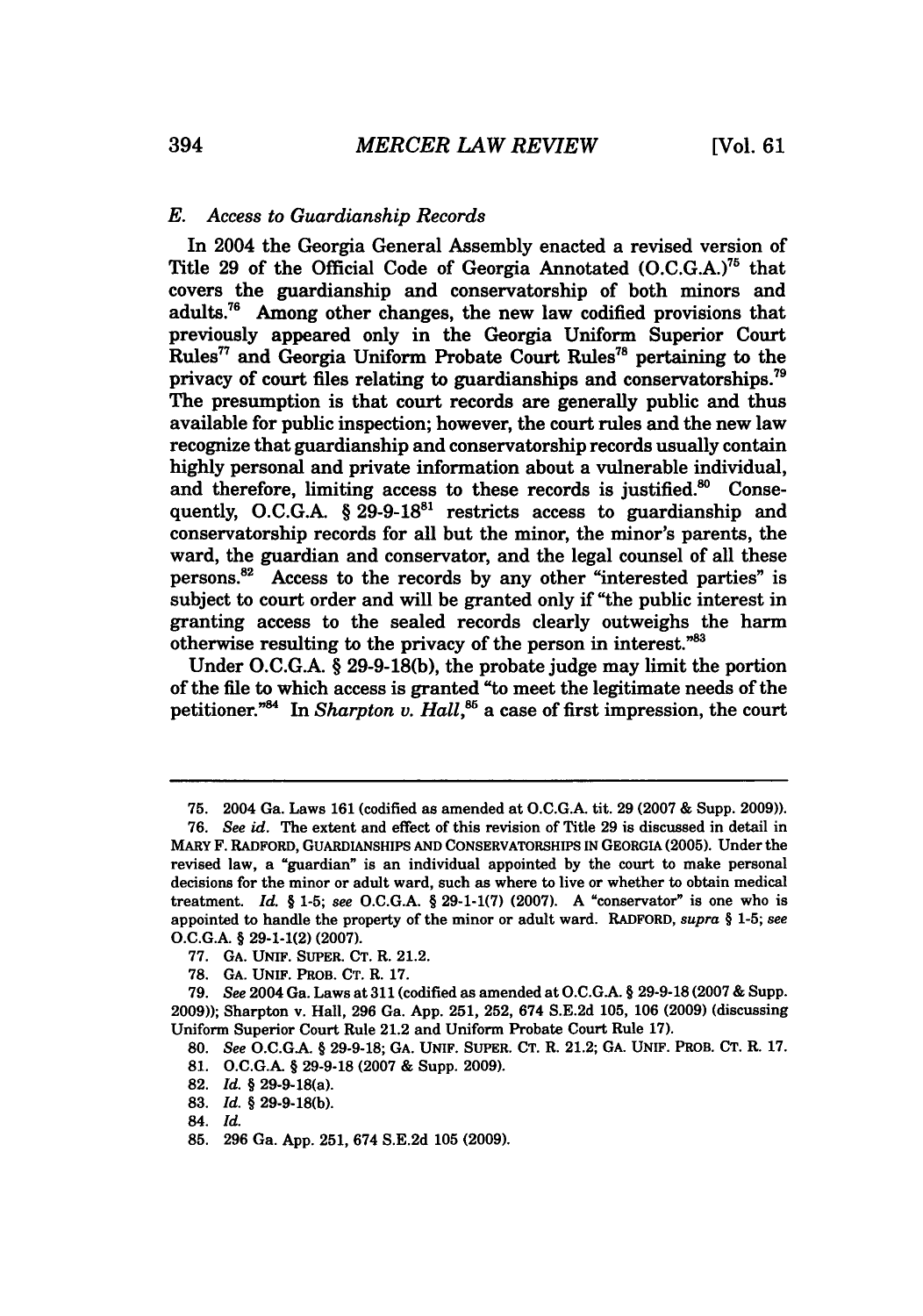### *E. Access to Guardianship Records*

In 2004 the Georgia General Assembly enacted a revised version of Title 29 of the Official Code of Georgia Annotated (O.C.G.A.)[75] that covers the guardianship and conservatorship of both minors and adults.[76] Among other changes, the new law codified provisions that previously appeared only in the Georgia Uniform Superior Court Rules[77] and Georgia Uniform Probate Court Rules[78] pertaining to the privacy of court files relating to guardianships and conservatorships.[79] The presumption is that court records are generally public and thus available for public inspection; however, the court rules and the new law recognize that guardianship and conservatorship records usually contain highly personal and private information about a vulnerable individual, and therefore, limiting access to these records is justified.[80] Consequently, O.C.G.A. § 29-9-18[81] restricts access to guardianship and conservatorship records for all but the minor, the minor's parents, the ward, the guardian and conservator, and the legal counsel of all these persons.[82] Access to the records by any other "interested parties" is subject to court order and will be granted only if "the public interest in granting access to the sealed records clearly outweighs the harm otherwise resulting to the privacy of the person in interest."[83]

Under O.C.G.A. § 29-9-18(b), the probate judge may limit the portion of the file to which access is granted "to meet the legitimate needs of the petitioner."[84] In *Sharpton v. Hall*,[85] a case of first impression, the court

---

75. 2004 Ga. Laws 161 (codified as amended at O.C.G.A. tit. 29 (2007 & Supp. 2009)).

76. *See id.* The extent and effect of this revision of Title 29 is discussed in detail in MARY F. RADFORD, GUARDIANSHIPS AND CONSERVATORSHIPS IN GEORGIA (2005). Under the revised law, a "guardian" is an individual appointed by the court to make personal decisions for the minor or adult ward, such as where to live or whether to obtain medical treatment. *Id.* § 1-5; *see* O.C.G.A. § 29-1-1(7) (2007). A "conservator" is one who is appointed to handle the property of the minor or adult ward. RADFORD, *supra* § 1-5; *see* O.C.G.A. § 29-1-1(2) (2007).

77. GA. UNIF. SUPER. CT. R. 21.2.

78. GA. UNIF. PROB. CT. R. 17.

79. *See* 2004 Ga. Laws at 311 (codified as amended at O.C.G.A. § 29-9-18 (2007 & Supp. 2009)); Sharpton v. Hall, 296 Ga. App. 251, 252, 674 S.E.2d 105, 106 (2009) (discussing Uniform Superior Court Rule 21.2 and Uniform Probate Court Rule 17).

80. *See* O.C.G.A. § 29-9-18; GA. UNIF. SUPER. CT. R. 21.2; GA. UNIF. PROB. CT. R. 17.

81. O.C.G.A. § 29-9-18 (2007 & Supp. 2009).

82. *Id.* § 29-9-18(a).

83. *Id.* § 29-9-18(b).

84. *Id.*

85. 296 Ga. App. 251, 674 S.E.2d 105 (2009).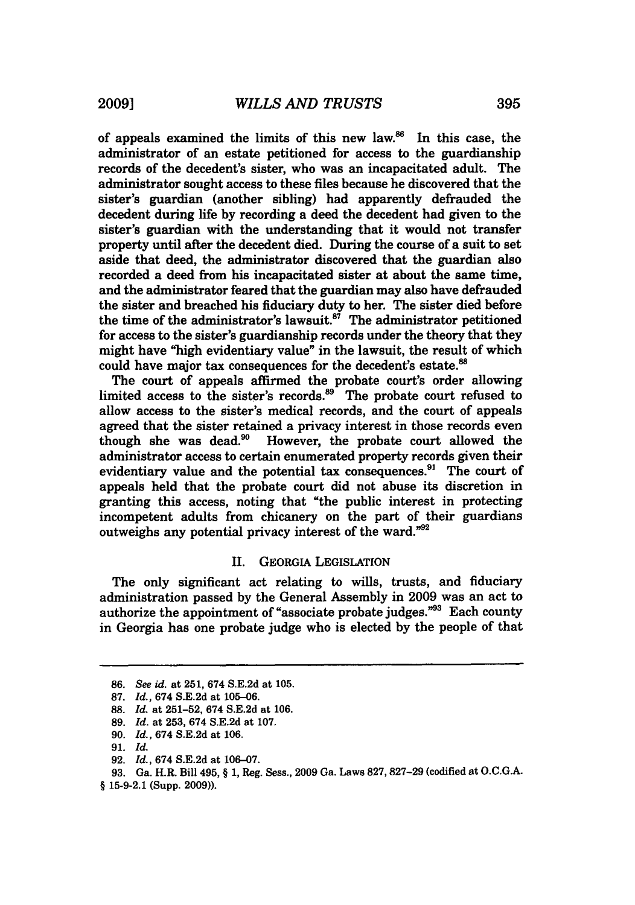of appeals examined the limits of this new law.[86] In this case, the administrator of an estate petitioned for access to the guardianship records of the decedent's sister, who was an incapacitated adult. The administrator sought access to these files because he discovered that the sister's guardian (another sibling) had apparently defrauded the decedent during life by recording a deed the decedent had given to the sister's guardian with the understanding that it would not transfer property until after the decedent died. During the course of a suit to set aside that deed, the administrator discovered that the guardian also recorded a deed from his incapacitated sister at about the same time, and the administrator feared that the guardian may also have defrauded the sister and breached his fiduciary duty to her. The sister died before the time of the administrator's lawsuit.[87] The administrator petitioned for access to the sister's guardianship records under the theory that they might have "high evidentiary value" in the lawsuit, the result of which could have major tax consequences for the decedent's estate.[88]

The court of appeals affirmed the probate court's order allowing limited access to the sister's records.[89] The probate court refused to allow access to the sister's medical records, and the court of appeals agreed that the sister retained a privacy interest in those records even though she was dead.[90] However, the probate court allowed the administrator access to certain enumerated property records given their evidentiary value and the potential tax consequences.[91] The court of appeals held that the probate court did not abuse its discretion in granting this access, noting that "the public interest in protecting incompetent adults from chicanery on the part of their guardians outweighs any potential privacy interest of the ward."[92]

## II. GEORGIA LEGISLATION

The only significant act relating to wills, trusts, and fiduciary administration passed by the General Assembly in 2009 was an act to authorize the appointment of "associate probate judges."[93] Each county in Georgia has one probate judge who is elected by the people of that

---

86. *See id.* at 251, 674 S.E.2d at 105.

87. *Id.*, 674 S.E.2d at 105–06.

88. *Id.* at 251–52, 674 S.E.2d at 106.

89. *Id.* at 253, 674 S.E.2d at 107.

90. *Id.*, 674 S.E.2d at 106.

91. *Id.*

92. *Id.*, 674 S.E.2d at 106–07.

93. Ga. H.R. Bill 495, § 1, Reg. Sess., 2009 Ga. Laws 827, 827–29 (codified at O.C.G.A. § 15-9-2.1 (Supp. 2009)).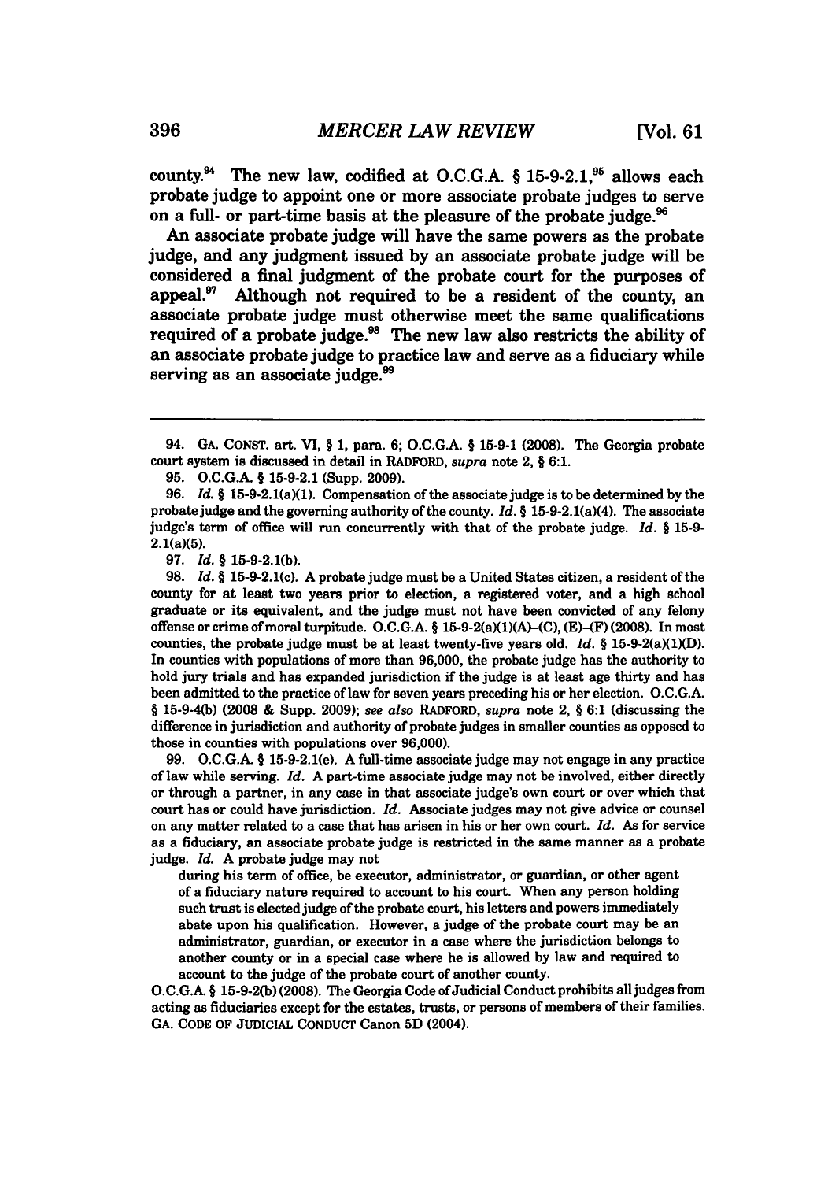county.[94] The new law, codified at O.C.G.A. § 15-9-2.1,[95] allows each probate judge to appoint one or more associate probate judges to serve on a full- or part-time basis at the pleasure of the probate judge.[96]

An associate probate judge will have the same powers as the probate judge, and any judgment issued by an associate probate judge will be considered a final judgment of the probate court for the purposes of appeal.[97] Although not required to be a resident of the county, an associate probate judge must otherwise meet the same qualifications required of a probate judge.[98] The new law also restricts the ability of an associate probate judge to practice law and serve as a fiduciary while serving as an associate judge.[99]

---

94. GA. CONST. art. VI, § 1, para. 6; O.C.G.A. § 15-9-1 (2008). The Georgia probate court system is discussed in detail in RADFORD, *supra* note 2, § 6:1.

95. O.C.G.A. § 15-9-2.1 (Supp. 2009).

96. *Id.* § 15-9-2.1(a)(1). Compensation of the associate judge is to be determined by the probate judge and the governing authority of the county. *Id.* § 15-9-2.1(a)(4). The associate judge's term of office will run concurrently with that of the probate judge. *Id.* § 15-9-2.1(a)(5).

97. *Id.* § 15-9-2.1(b).

98. *Id.* § 15-9-2.1(c). A probate judge must be a United States citizen, a resident of the county for at least two years prior to election, a registered voter, and a high school graduate or its equivalent, and the judge must not have been convicted of any felony offense or crime of moral turpitude. O.C.G.A. § 15-9-2(a)(1)(A)–(C), (E)–(F) (2008). In most counties, the probate judge must be at least twenty-five years old. *Id.* § 15-9-2(a)(1)(D). In counties with populations of more than 96,000, the probate judge has the authority to hold jury trials and has expanded jurisdiction if the judge is at least age thirty and has been admitted to the practice of law for seven years preceding his or her election. O.C.G.A. § 15-9-4(b) (2008 & Supp. 2009); *see also* RADFORD, *supra* note 2, § 6:1 (discussing the difference in jurisdiction and authority of probate judges in smaller counties as opposed to those in counties with populations over 96,000).

99. O.C.G.A. § 15-9-2.1(e). A full-time associate judge may not engage in any practice of law while serving. *Id.* A part-time associate judge may not be involved, either directly or through a partner, in any case in that associate judge's own court or over which that court has or could have jurisdiction. *Id.* Associate judges may not give advice or counsel on any matter related to a case that has arisen in his or her own court. *Id.* As for service as a fiduciary, an associate probate judge is restricted in the same manner as a probate judge. *Id.* A probate judge may not

> during his term of office, be executor, administrator, or guardian, or other agent of a fiduciary nature required to account to his court. When any person holding such trust is elected judge of the probate court, his letters and powers immediately abate upon his qualification. However, a judge of the probate court may be an administrator, guardian, or executor in a case where the jurisdiction belongs to another county or in a special case where he is allowed by law and required to account to the judge of the probate court of another county.

O.C.G.A. § 15-9-2(b) (2008). The Georgia Code of Judicial Conduct prohibits all judges from acting as fiduciaries except for the estates, trusts, or persons of members of their families. GA. CODE OF JUDICIAL CONDUCT Canon 5D (2004).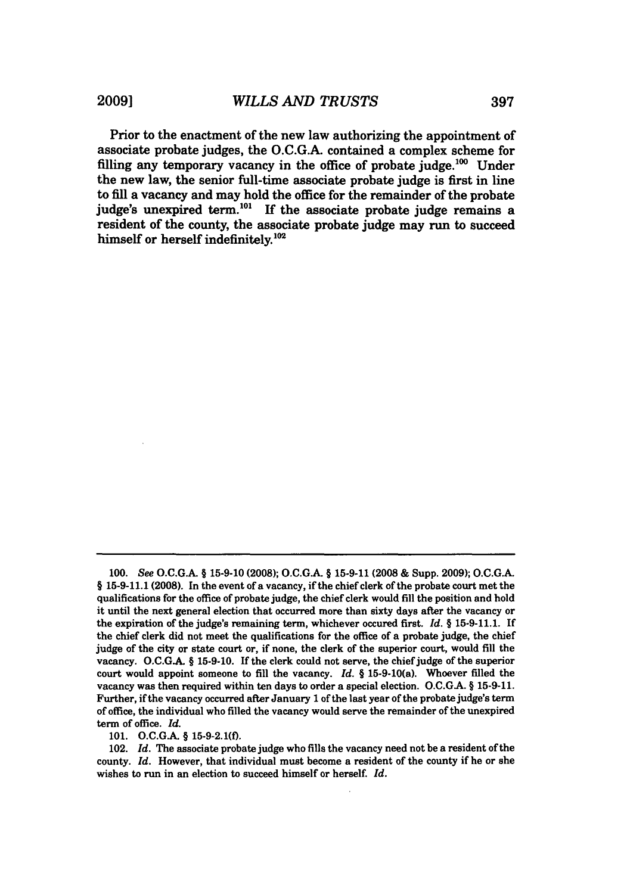Prior to the enactment of the new law authorizing the appointment of associate probate judges, the O.C.G.A. contained a complex scheme for filling any temporary vacancy in the office of probate judge.[100] Under the new law, the senior full-time associate probate judge is first in line to fill a vacancy and may hold the office for the remainder of the probate judge's unexpired term.[101] If the associate probate judge remains a resident of the county, the associate probate judge may run to succeed himself or herself indefinitely.[102]

---

100. *See* O.C.G.A. § 15-9-10 (2008); O.C.G.A. § 15-9-11 (2008 & Supp. 2009); O.C.G.A. § 15-9-11.1 (2008). In the event of a vacancy, if the chief clerk of the probate court met the qualifications for the office of probate judge, the chief clerk would fill the position and hold it until the next general election that occurred more than sixty days after the vacancy or the expiration of the judge's remaining term, whichever occured first. *Id.* § 15-9-11.1. If the chief clerk did not meet the qualifications for the office of a probate judge, the chief judge of the city or state court or, if none, the clerk of the superior court, would fill the vacancy. O.C.G.A. § 15-9-10. If the clerk could not serve, the chief judge of the superior court would appoint someone to fill the vacancy. *Id.* § 15-9-10(a). Whoever filled the vacancy was then required within ten days to order a special election. O.C.G.A. § 15-9-11. Further, if the vacancy occurred after January 1 of the last year of the probate judge's term of office, the individual who filled the vacancy would serve the remainder of the unexpired term of office. *Id.*

101. O.C.G.A. § 15-9-2.1(f).

102. *Id.* The associate probate judge who fills the vacancy need not be a resident of the county. *Id.* However, that individual must become a resident of the county if he or she wishes to run in an election to succeed himself or herself. *Id.*